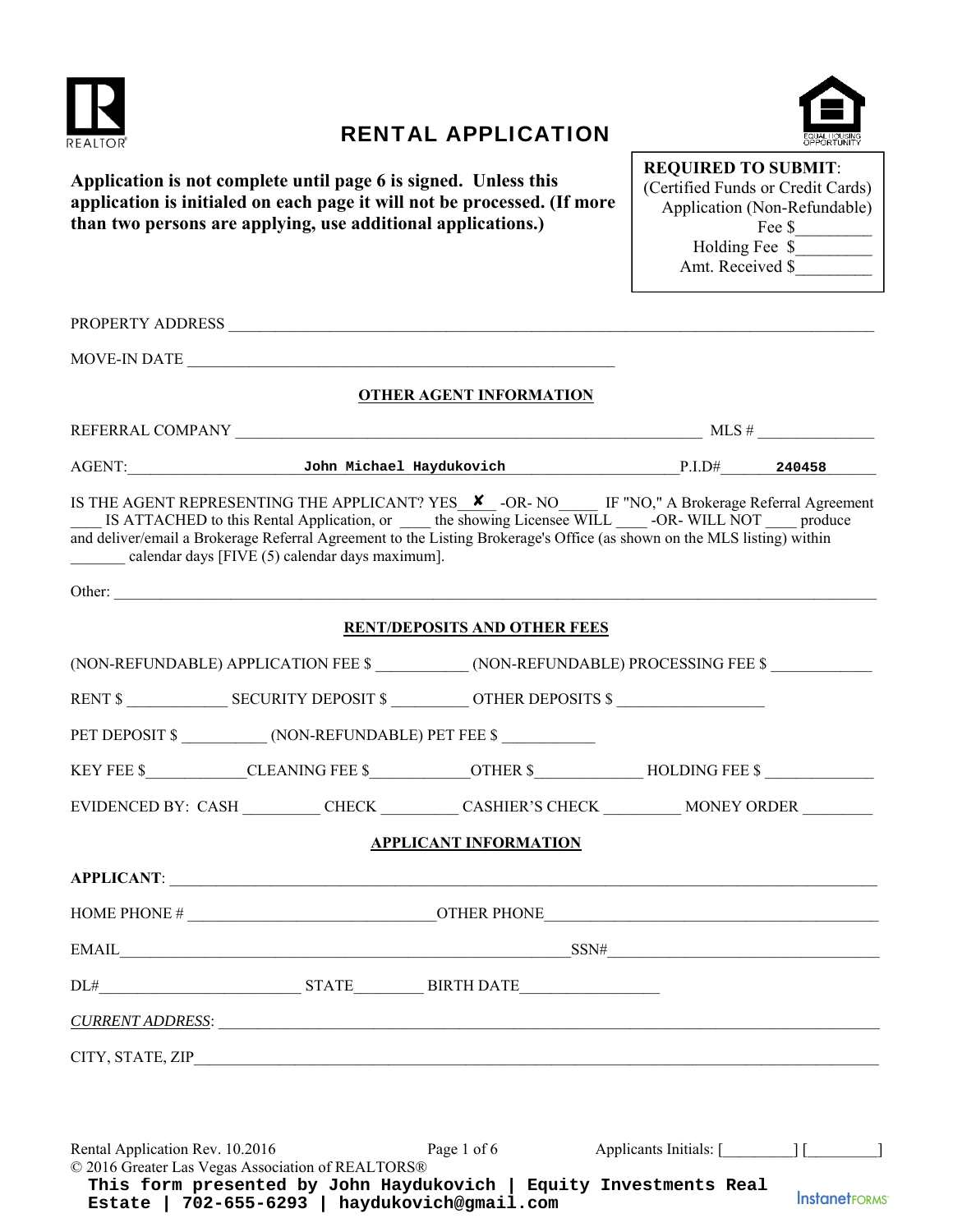# RENTAL APPLICATION

**Application is not complete until page 6 is signed. Unless this application is initialed on each page it will not be processed. (If more than two persons are applying, use additional applications.)**

**REQUIRED TO SUBMIT**:
(Certified Funds or Credit Cards)
Application (Non-Refundable) Fee $_________
Holding Fee $_________
Amt. Received $_________

PROPERTY ADDRESS ______________________________________________

MOVE-IN DATE ______________________________

## OTHER AGENT INFORMATION

REFERRAL COMPANY ______________________________________ MLS # ______________

AGENT: John Michael Haydukovich P.I.D# 240458

IS THE AGENT REPRESENTING THE APPLICANT? YES ✘ -OR- NO_____ IF "NO," A Brokerage Referral Agreement ____ IS ATTACHED to this Rental Application, or ____ the showing Licensee WILL ____ -OR- WILL NOT ____ produce and deliver/email a Brokerage Referral Agreement to the Listing Brokerage's Office (as shown on the MLS listing) within _______ calendar days [FIVE (5) calendar days maximum].

Other: ______________________________________________

## RENT/DEPOSITS AND OTHER FEES

(NON-REFUNDABLE) APPLICATION FEE $ ___________ (NON-REFUNDABLE) PROCESSING FEE $ ____________

RENT $ ____________ SECURITY DEPOSIT $ _________ OTHER DEPOSITS $ __________________

PET DEPOSIT $ __________ (NON-REFUNDABLE) PET FEE $ ___________

KEY FEE $____________CLEANING FEE $____________OTHER $_____________ HOLDING FEE $ _____________

EVIDENCED BY: CASH _________ CHECK _________ CASHIER'S CHECK _________ MONEY ORDER ________

## APPLICANT INFORMATION

**APPLICANT**: ______________________________________________

HOME PHONE # ______________________________ OTHER PHONE ______________________________

EMAIL______________________________________________ SSN#______________________________

DL#________________________ STATE________ BIRTH DATE_________________

*CURRENT ADDRESS*: ______________________________________________

CITY, STATE, ZIP______________________________________________

Applicants Initials: [_________] [_________]

This form presented by John Haydukovich | Equity Investments Real Estate | 702-655-6293 | haydukovich@gmail.com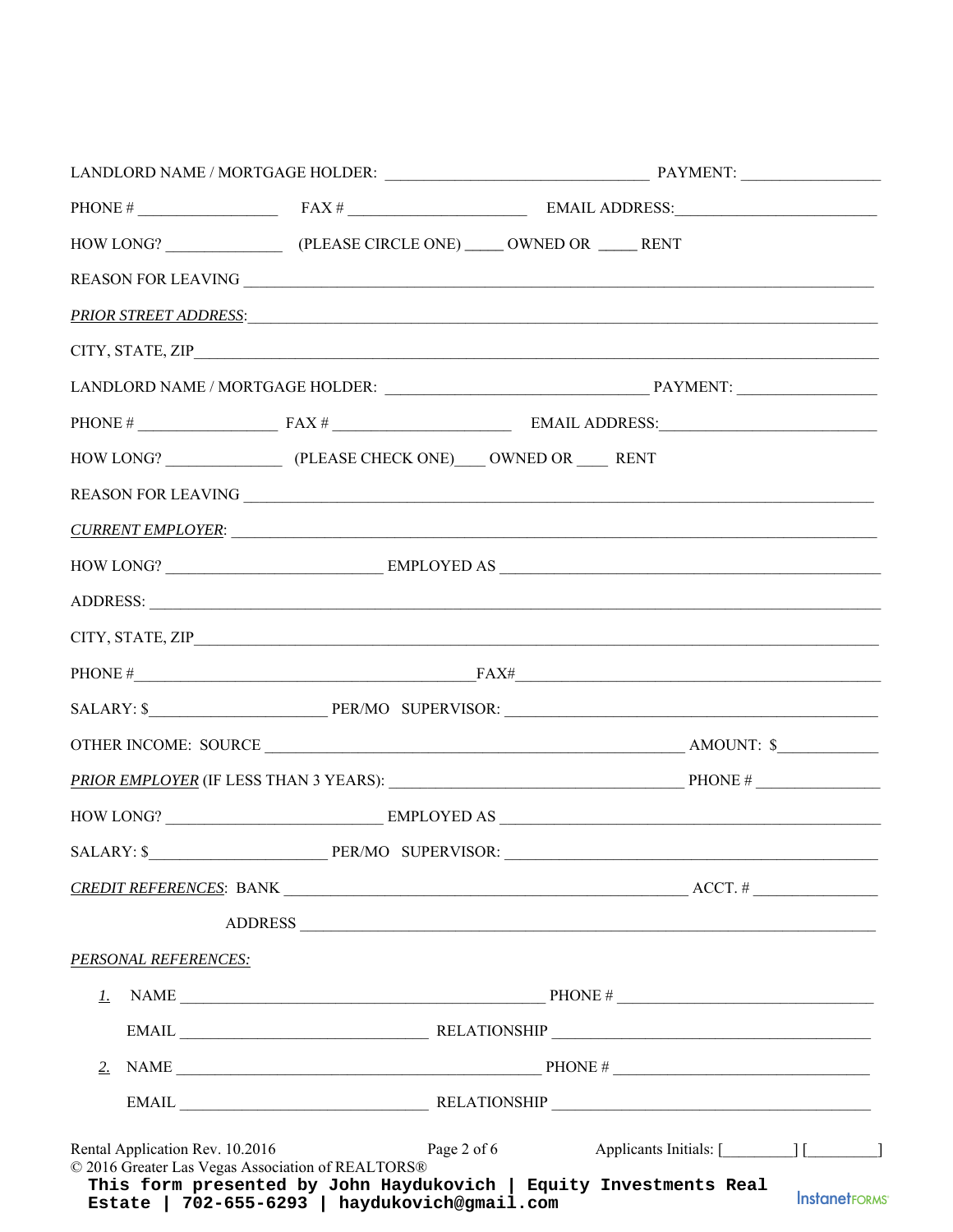LANDLORD NAME / MORTGAGE HOLDER: ________________________________ PAYMENT: _________________

PHONE # _________________ FAX # ______________________ EMAIL ADDRESS:_________________________

HOW LONG? ______________ (PLEASE CIRCLE ONE) _____ OWNED OR _____ RENT

REASON FOR LEAVING ________________________________________________________________________________

*PRIOR STREET ADDRESS*:____________________________________________________________________________

CITY, STATE, ZIP__________________________________________________________________________________

LANDLORD NAME / MORTGAGE HOLDER: ________________________________ PAYMENT: _________________

PHONE # _________________ FAX # ______________________ EMAIL ADDRESS:___________________________

HOW LONG? ______________ (PLEASE CHECK ONE)____ OWNED OR ____ RENT

REASON FOR LEAVING ________________________________________________________________________________

*CURRENT EMPLOYER*: _______________________________________________________________________________

HOW LONG? __________________________ EMPLOYED AS _______________________________________________

ADDRESS: _________________________________________________________________________________________

CITY, STATE, ZIP__________________________________________________________________________________

PHONE #__________________________________________FAX#____________________________________________

SALARY: $______________________ PER/MO SUPERVISOR: ______________________________________________

OTHER INCOME: SOURCE ___________________________________________________ AMOUNT: $____________

*PRIOR EMPLOYER* (IF LESS THAN 3 YEARS): ____________________________________ PHONE # _______________

HOW LONG? __________________________ EMPLOYED AS _______________________________________________

SALARY: $______________________ PER/MO SUPERVISOR: ______________________________________________

*CREDIT REFERENCES*: BANK __________________________________________________ ACCT. # _______________

ADDRESS ______________________________________________________________________________

*PERSONAL REFERENCES:*

1. NAME ______________________________________________ PHONE # ________________________________

   EMAIL ______________________________ RELATIONSHIP _______________________________________

2. NAME ______________________________________________ PHONE # ________________________________

   EMAIL ______________________________ RELATIONSHIP _______________________________________

Rental Application Rev. 10.2016 Applicants Initials: [_________] [_________]

© 2016 Greater Las Vegas Association of REALTORS®

This form presented by John Haydukovich | Equity Investments Real Estate | 702-655-6293 | haydukovich@gmail.com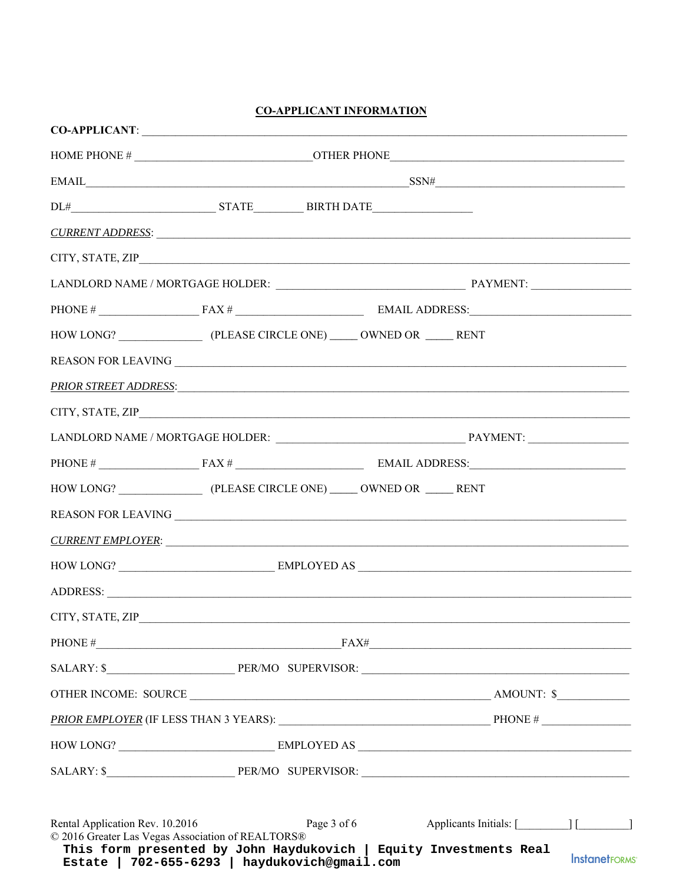## CO-APPLICANT INFORMATION

**CO-APPLICANT**: ____________________________________________________________________________

HOME PHONE # ____________________________OTHER PHONE_______________________________________

EMAIL__________________________________________________SSN#______________________________

DL#_______________________ STATE________ BIRTH DATE________________

_CURRENT ADDRESS_: __________________________________________________________________________

CITY, STATE, ZIP_____________________________________________________________________________

LANDLORD NAME / MORTGAGE HOLDER: ______________________________ PAYMENT: ________________

PHONE # ________________ FAX # ____________________ EMAIL ADDRESS:_________________________

HOW LONG? _____________ (PLEASE CIRCLE ONE) _____ OWNED OR _____ RENT

REASON FOR LEAVING ___________________________________________________________________________

_PRIOR STREET ADDRESS_:______________________________________________________________________

CITY, STATE, ZIP_____________________________________________________________________________

LANDLORD NAME / MORTGAGE HOLDER: ______________________________ PAYMENT: ________________

PHONE # ________________ FAX # ____________________ EMAIL ADDRESS:_________________________

HOW LONG? _____________ (PLEASE CIRCLE ONE) _____ OWNED OR _____ RENT

REASON FOR LEAVING ___________________________________________________________________________

_CURRENT EMPLOYER_: __________________________________________________________________________

HOW LONG? _________________________ EMPLOYED AS ____________________________________________

ADDRESS: ____________________________________________________________________________________

CITY, STATE, ZIP_____________________________________________________________________________

PHONE #______________________________________FAX#___________________________________________

SALARY: $_____________________ PER/MO SUPERVISOR: ___________________________________________

OTHER INCOME: SOURCE ________________________________________________ AMOUNT: $____________

_PRIOR EMPLOYER_ (IF LESS THAN 3 YEARS): ___________________________________ PHONE # _______________

HOW LONG? _________________________ EMPLOYED AS ____________________________________________

SALARY: $_____________________ PER/MO SUPERVISOR: ___________________________________________

Rental Application Rev. 10.2016 Applicants Initials: [________] [________]

© 2016 Greater Las Vegas Association of REALTORS®

This form presented by John Haydukovich | Equity Investments Real Estate | 702-655-6293 | haydukovich@gmail.com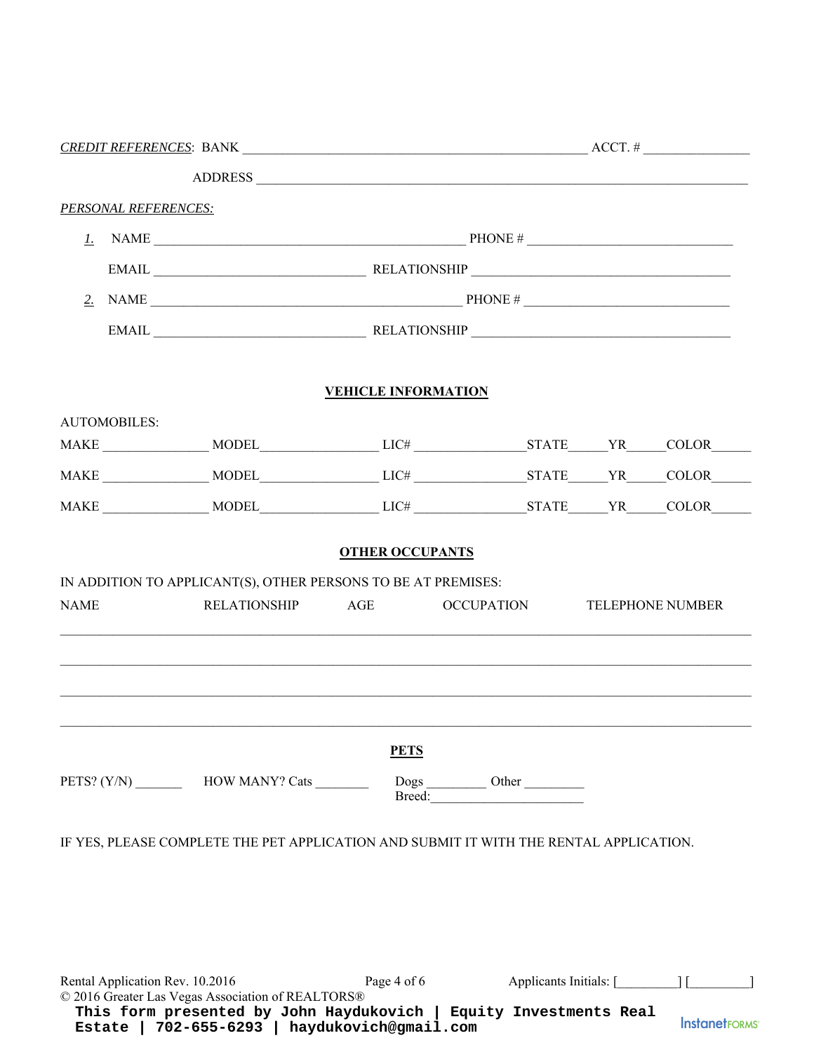*CREDIT REFERENCES*: BANK ___________________________________________________ ACCT. # ________________

ADDRESS ______________________________________________________________________________

*PERSONAL REFERENCES:*

*1.* NAME ______________________________________________ PHONE # ______________________________

EMAIL _______________________________ RELATIONSHIP ______________________________________

*2.* NAME ______________________________________________ PHONE # ______________________________

EMAIL _______________________________ RELATIONSHIP ______________________________________

**VEHICLE INFORMATION**

AUTOMOBILES:

MAKE _______________ MODEL_________________ LIC# ________________STATE______YR______COLOR______

MAKE _______________ MODEL_________________ LIC# ________________STATE______YR______COLOR______

MAKE _______________ MODEL_________________ LIC# ________________STATE______YR______COLOR______

**OTHER OCCUPANTS**

IN ADDITION TO APPLICANT(S), OTHER PERSONS TO BE AT PREMISES:

| NAME | RELATIONSHIP | AGE | OCCUPATION | TELEPHONE NUMBER |
|---|---|---|---|---|
| | | | | |
| | | | | |
| | | | | |
| | | | | |

**PETS**

PETS? (Y/N) _______ HOW MANY? Cats ________ Dogs _________ Other _________
Breed:______________________

IF YES, PLEASE COMPLETE THE PET APPLICATION AND SUBMIT IT WITH THE RENTAL APPLICATION.

Rental Application Rev. 10.2016 Applicants Initials: [_________] [_________]
© 2016 Greater Las Vegas Association of REALTORS®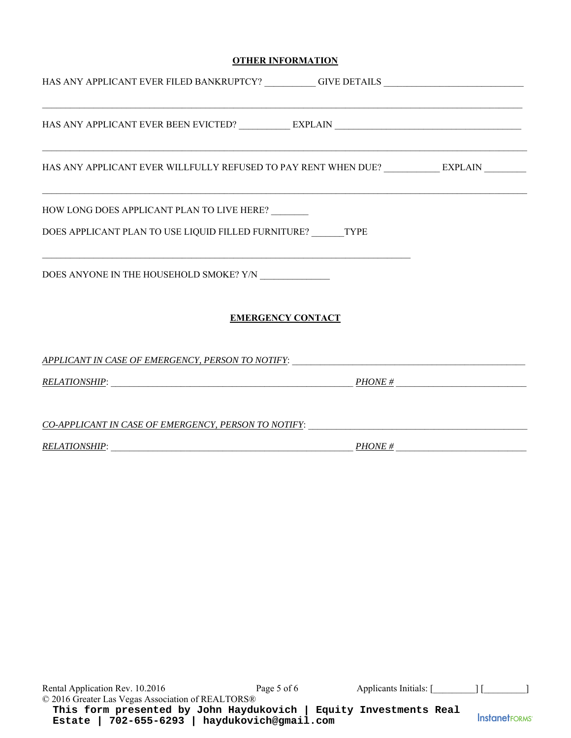## OTHER INFORMATION

HAS ANY APPLICANT EVER FILED BANKRUPTCY? __________ GIVE DETAILS ____________________________

_____________________________________________________________________________________________

HAS ANY APPLICANT EVER BEEN EVICTED? __________ EXPLAIN _____________________________________

_____________________________________________________________________________________________

HAS ANY APPLICANT EVER WILLFULLY REFUSED TO PAY RENT WHEN DUE? ___________ EXPLAIN ________

_____________________________________________________________________________________________

HOW LONG DOES APPLICANT PLAN TO LIVE HERE? ________

DOES APPLICANT PLAN TO USE LIQUID FILLED FURNITURE? _______TYPE

_____________________________________________________________________________

DOES ANYONE IN THE HOUSEHOLD SMOKE? Y/N ______________

## EMERGENCY CONTACT

*APPLICANT IN CASE OF EMERGENCY, PERSON TO NOTIFY*: ________________________________________________

*RELATIONSHIP*: ____________________________________________________ *PHONE #* ___________________________

*CO-APPLICANT IN CASE OF EMERGENCY, PERSON TO NOTIFY*: _____________________________________________

*RELATIONSHIP*: ____________________________________________________ *PHONE #* ___________________________

Applicants Initials: [_________] [_________]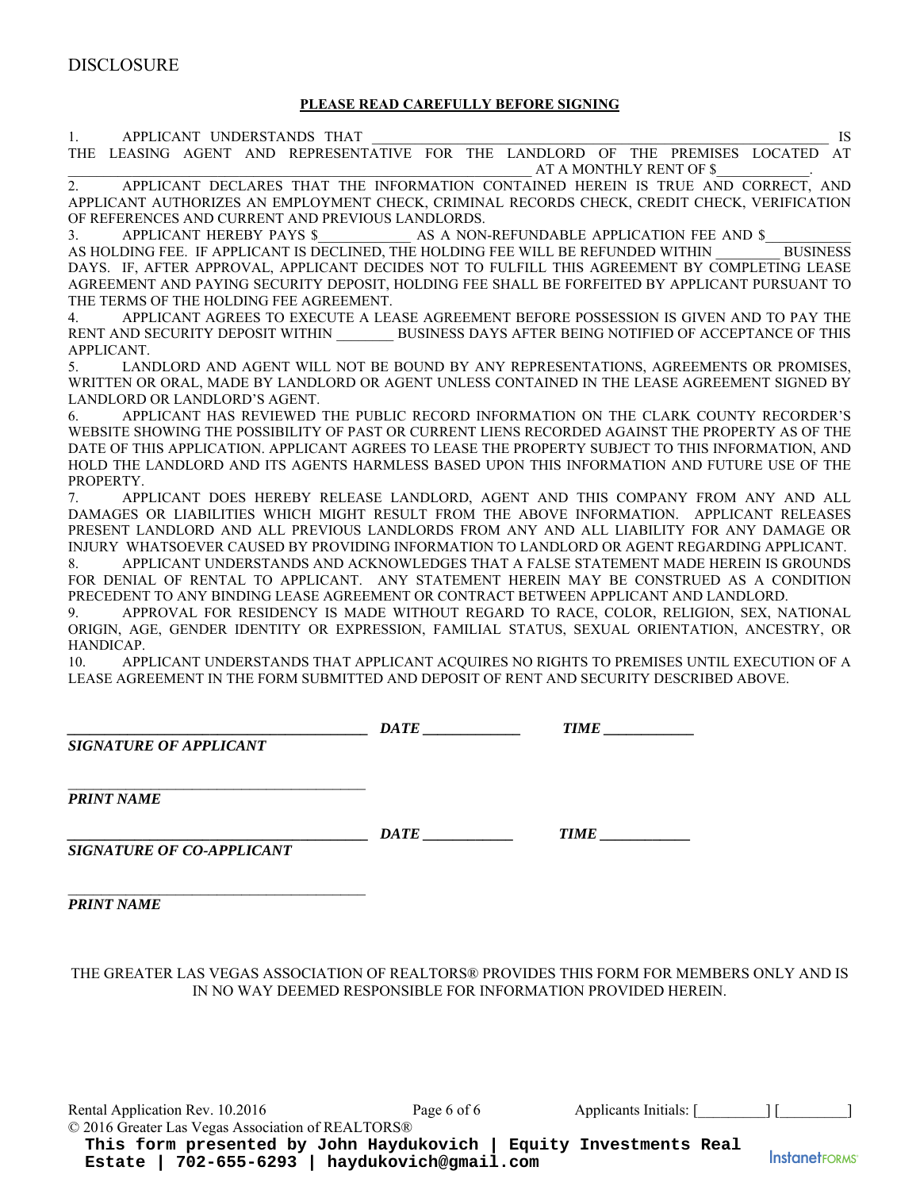DISCLOSURE

**PLEASE READ CAREFULLY BEFORE SIGNING**

1. APPLICANT UNDERSTANDS THAT ______________________________________________ IS THE LEASING AGENT AND REPRESENTATIVE FOR THE LANDLORD OF THE PREMISES LOCATED AT ______________________________________________ AT A MONTHLY RENT OF $____________.
2. APPLICANT DECLARES THAT THE INFORMATION CONTAINED HEREIN IS TRUE AND CORRECT, AND APPLICANT AUTHORIZES AN EMPLOYMENT CHECK, CRIMINAL RECORDS CHECK, CREDIT CHECK, VERIFICATION OF REFERENCES AND CURRENT AND PREVIOUS LANDLORDS.
3. APPLICANT HEREBY PAYS $____________ AS A NON-REFUNDABLE APPLICATION FEE AND $___________ AS HOLDING FEE. IF APPLICANT IS DECLINED, THE HOLDING FEE WILL BE REFUNDED WITHIN ________ BUSINESS DAYS. IF, AFTER APPROVAL, APPLICANT DECIDES NOT TO FULFILL THIS AGREEMENT BY COMPLETING LEASE AGREEMENT AND PAYING SECURITY DEPOSIT, HOLDING FEE SHALL BE FORFEITED BY APPLICANT PURSUANT TO THE TERMS OF THE HOLDING FEE AGREEMENT.
4. APPLICANT AGREES TO EXECUTE A LEASE AGREEMENT BEFORE POSSESSION IS GIVEN AND TO PAY THE RENT AND SECURITY DEPOSIT WITHIN ________ BUSINESS DAYS AFTER BEING NOTIFIED OF ACCEPTANCE OF THIS APPLICANT.
5. LANDLORD AND AGENT WILL NOT BE BOUND BY ANY REPRESENTATIONS, AGREEMENTS OR PROMISES, WRITTEN OR ORAL, MADE BY LANDLORD OR AGENT UNLESS CONTAINED IN THE LEASE AGREEMENT SIGNED BY LANDLORD OR LANDLORD'S AGENT.
6. APPLICANT HAS REVIEWED THE PUBLIC RECORD INFORMATION ON THE CLARK COUNTY RECORDER'S WEBSITE SHOWING THE POSSIBILITY OF PAST OR CURRENT LIENS RECORDED AGAINST THE PROPERTY AS OF THE DATE OF THIS APPLICATION. APPLICANT AGREES TO LEASE THE PROPERTY SUBJECT TO THIS INFORMATION, AND HOLD THE LANDLORD AND ITS AGENTS HARMLESS BASED UPON THIS INFORMATION AND FUTURE USE OF THE PROPERTY.
7. APPLICANT DOES HEREBY RELEASE LANDLORD, AGENT AND THIS COMPANY FROM ANY AND ALL DAMAGES OR LIABILITIES WHICH MIGHT RESULT FROM THE ABOVE INFORMATION. APPLICANT RELEASES PRESENT LANDLORD AND ALL PREVIOUS LANDLORDS FROM ANY AND ALL LIABILITY FOR ANY DAMAGE OR INJURY WHATSOEVER CAUSED BY PROVIDING INFORMATION TO LANDLORD OR AGENT REGARDING APPLICANT.
8. APPLICANT UNDERSTANDS AND ACKNOWLEDGES THAT A FALSE STATEMENT MADE HEREIN IS GROUNDS FOR DENIAL OF RENTAL TO APPLICANT. ANY STATEMENT HEREIN MAY BE CONSTRUED AS A CONDITION PRECEDENT TO ANY BINDING LEASE AGREEMENT OR CONTRACT BETWEEN APPLICANT AND LANDLORD.
9. APPROVAL FOR RESIDENCY IS MADE WITHOUT REGARD TO RACE, COLOR, RELIGION, SEX, NATIONAL ORIGIN, AGE, GENDER IDENTITY OR EXPRESSION, FAMILIAL STATUS, SEXUAL ORIENTATION, ANCESTRY, OR HANDICAP.
10. APPLICANT UNDERSTANDS THAT APPLICANT ACQUIRES NO RIGHTS TO PREMISES UNTIL EXECUTION OF A LEASE AGREEMENT IN THE FORM SUBMITTED AND DEPOSIT OF RENT AND SECURITY DESCRIBED ABOVE.

________________________________________ ***DATE*** ____________ ***TIME*** ____________
***SIGNATURE OF APPLICANT***

________________________________________
***PRINT NAME***

________________________________________ ***DATE*** ____________ ***TIME*** ____________
***SIGNATURE OF CO-APPLICANT***

________________________________________
***PRINT NAME***

THE GREATER LAS VEGAS ASSOCIATION OF REALTORS® PROVIDES THIS FORM FOR MEMBERS ONLY AND IS IN NO WAY DEEMED RESPONSIBLE FOR INFORMATION PROVIDED HEREIN.

Rental Application Rev. 10.2016    Applicants Initials: [________] [________]
© 2016 Greater Las Vegas Association of REALTORS®
This form presented by John Haydukovich | Equity Investments Real Estate | 702-655-6293 | haydukovich@gmail.com